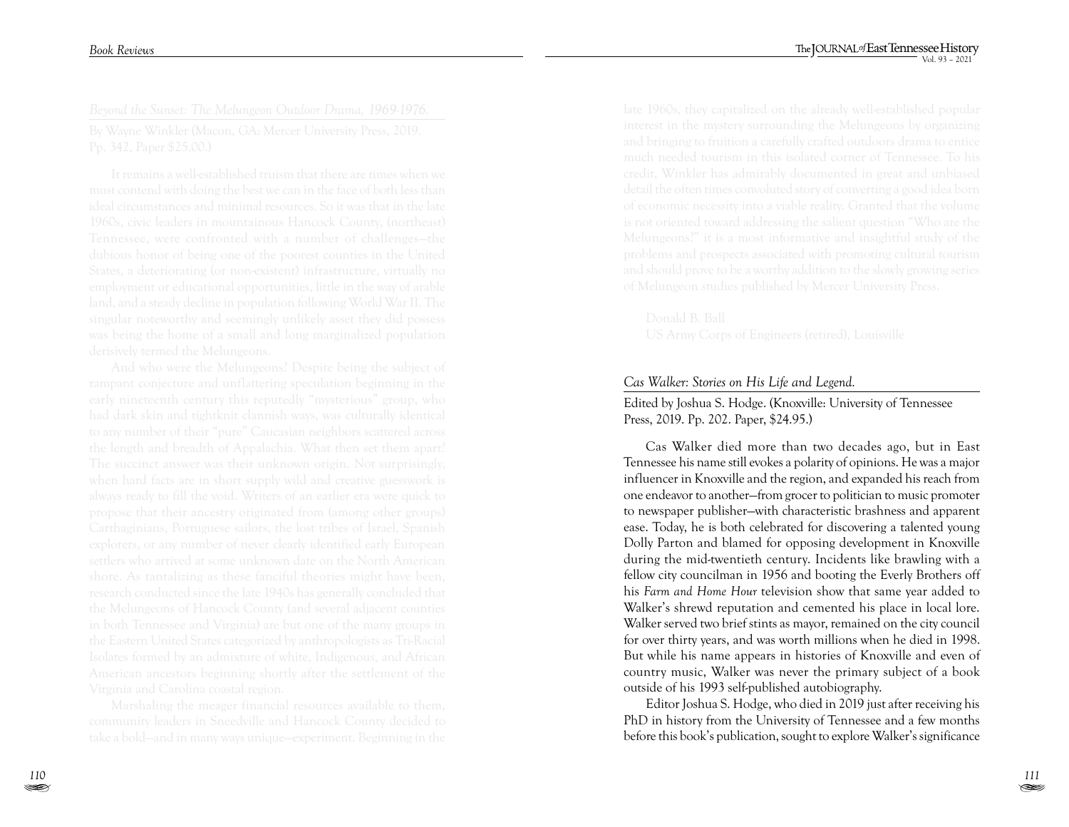## *Cas Walker: Stories on His Life and Legend.*

Edited by Joshua S. Hodge. (Knoxville: University of Tennessee Press, 2019. Pp. 202. Paper, $24.95.)

Cas Walker died more than two decades ago, but in East Tennessee his name still evokes a polarity of opinions. He was a major influencer in Knoxville and the region, and expanded his reach from one endeavor to another—from grocer to politician to music promoter to newspaper publisher—with characteristic brashness and apparent ease. Today, he is both celebrated for discovering a talented young Dolly Parton and blamed for opposing development in Knoxville during the mid-twentieth century. Incidents like brawling with a fellow city councilman in 1956 and booting the Everly Brothers off his *Farm and Home Hour* television show that same year added to Walker's shrewd reputation and cemented his place in local lore. Walker served two brief stints as mayor, remained on the city council for over thirty years, and was worth millions when he died in 1998. But while his name appears in histories of Knoxville and even of country music, Walker was never the primary subject of a book outside of his 1993 self-published autobiography.

Editor Joshua S. Hodge, who died in 2019 just after receiving his PhD in history from the University of Tennessee and a few months before this book's publication, sought to explore Walker's significance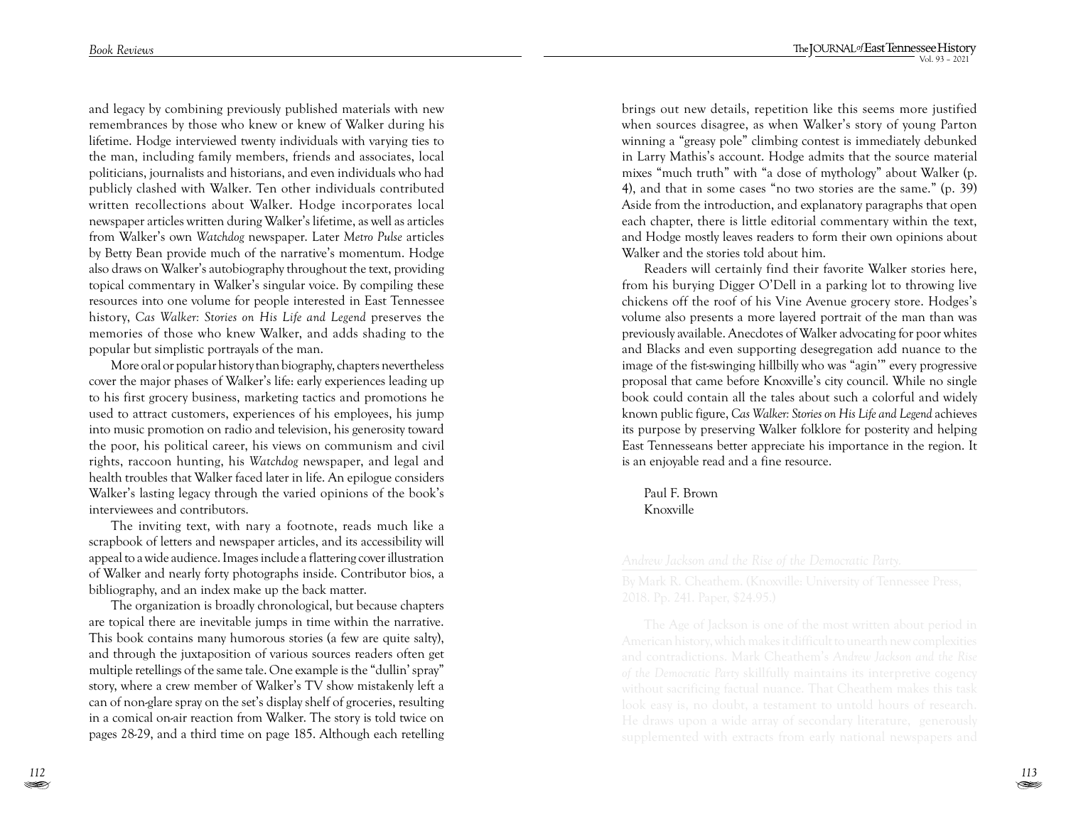and legacy by combining previously published materials with new remembrances by those who knew or knew of Walker during his lifetime. Hodge interviewed twenty individuals with varying ties to the man, including family members, friends and associates, local politicians, journalists and historians, and even individuals who had publicly clashed with Walker. Ten other individuals contributed written recollections about Walker. Hodge incorporates local newspaper articles written during Walker's lifetime, as well as articles from Walker's own *Watchdog* newspaper. Later *Metro Pulse* articles by Betty Bean provide much of the narrative's momentum. Hodge also draws on Walker's autobiography throughout the text, providing topical commentary in Walker's singular voice. By compiling these resources into one volume for people interested in East Tennessee history, *Cas Walker: Stories on His Life and Legend* preserves the memories of those who knew Walker, and adds shading to the popular but simplistic portrayals of the man.

More oral or popular history than biography, chapters nevertheless cover the major phases of Walker's life: early experiences leading up to his first grocery business, marketing tactics and promotions he used to attract customers, experiences of his employees, his jump into music promotion on radio and television, his generosity toward the poor, his political career, his views on communism and civil rights, raccoon hunting, his *Watchdog* newspaper, and legal and health troubles that Walker faced later in life. An epilogue considers Walker's lasting legacy through the varied opinions of the book's interviewees and contributors.

The inviting text, with nary a footnote, reads much like a scrapbook of letters and newspaper articles, and its accessibility will appeal to a wide audience. Images include a flattering cover illustration of Walker and nearly forty photographs inside. Contributor bios, a bibliography, and an index make up the back matter.

The organization is broadly chronological, but because chapters are topical there are inevitable jumps in time within the narrative. This book contains many humorous stories (a few are quite salty), and through the juxtaposition of various sources readers often get multiple retellings of the same tale. One example is the "dullin' spray" story, where a crew member of Walker's TV show mistakenly left a can of non-glare spray on the set's display shelf of groceries, resulting in a comical on-air reaction from Walker. The story is told twice on pages 28-29, and a third time on page 185. Although each retelling brings out new details, repetition like this seems more justified when sources disagree, as when Walker's story of young Parton winning a "greasy pole" climbing contest is immediately debunked in Larry Mathis's account. Hodge admits that the source material mixes "much truth" with "a dose of mythology" about Walker (p. 4), and that in some cases "no two stories are the same." (p. 39) Aside from the introduction, and explanatory paragraphs that open each chapter, there is little editorial commentary within the text, and Hodge mostly leaves readers to form their own opinions about Walker and the stories told about him.

Readers will certainly find their favorite Walker stories here, from his burying Digger O'Dell in a parking lot to throwing live chickens off the roof of his Vine Avenue grocery store. Hodges's volume also presents a more layered portrait of the man than was previously available. Anecdotes of Walker advocating for poor whites and Blacks and even supporting desegregation add nuance to the image of the fist-swinging hillbilly who was "agin'" every progressive proposal that came before Knoxville's city council. While no single book could contain all the tales about such a colorful and widely known public figure, *Cas Walker: Stories on His Life and Legend* achieves its purpose by preserving Walker folklore for posterity and helping East Tennesseans better appreciate his importance in the region. It is an enjoyable read and a fine resource.

Paul F. Brown
Knoxville

*Andrew Jackson and the Rise of the Democratic Party.*

By Mark R. Cheathem. (Knoxville: University of Tennessee Press, 2018. Pp. 241. Paper, $24.95.)

The Age of Jackson is one of the most written about period in American history, which makes it difficult to unearth new complexities and contradictions. Mark Cheathem's *Andrew Jackson and the Rise of the Democratic Party* skillfully maintains its interpretive cogency without sacrificing factual nuance. That Cheathem makes this task look easy is, no doubt, a testament to untold hours of research. He draws upon a wide array of secondary literature, generously supplemented with extracts from early national newspapers and